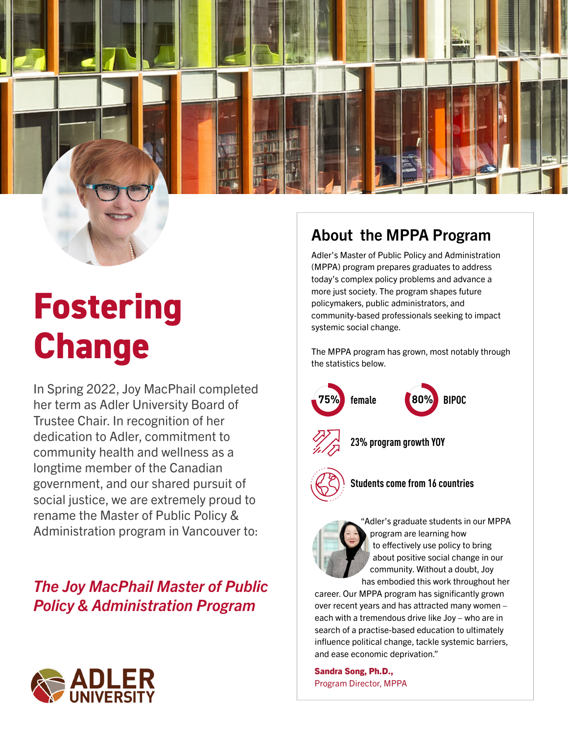# Fostering Change

In Spring 2022, Joy MacPhail completed her term as Adler University Board of Trustee Chair. In recognition of her dedication to Adler, commitment to community health and wellness as a longtime member of the Canadian government, and our shared pursuit of social justice, we are extremely proud to rename the Master of Public Policy & Administration program in Vancouver to:

*The Joy MacPhail Master of Public Policy & Administration Program*

ADLER UNIVERSITY

## About the MPPA Program

Adler's Master of Public Policy and Administration (MPPA) program prepares graduates to address today's complex policy problems and advance a more just society. The program shapes future policymakers, public administrators, and community-based professionals seeking to impact systemic social change.

The MPPA program has grown, most notably through the statistics below.

**75%** female

**80%** BIPOC

**23% program growth YOY**

**Students come from 16 countries**

"Adler's graduate students in our MPPA program are learning how to effectively use policy to bring about positive social change in our community. Without a doubt, Joy has embodied this work throughout her career. Our MPPA program has significantly grown over recent years and has attracted many women – each with a tremendous drive like Joy – who are in search of a practise-based education to ultimately influence political change, tackle systemic barriers, and ease economic deprivation."

**Sandra Song, Ph.D.,**
Program Director, MPPA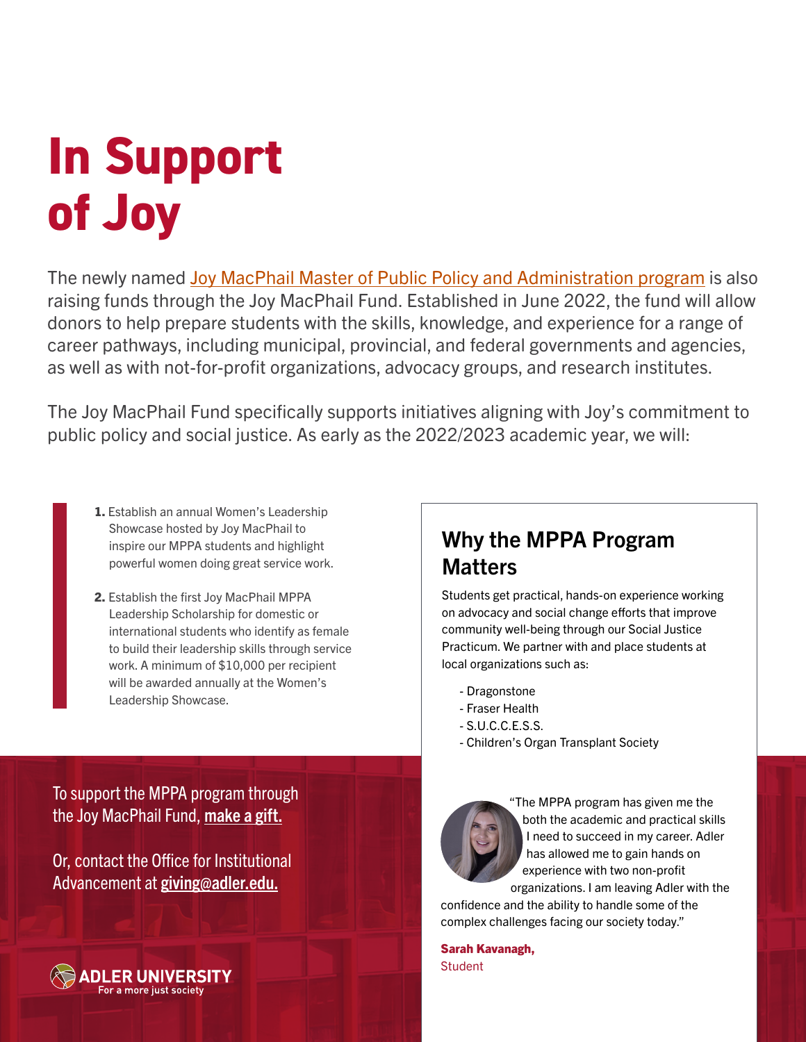# In Support of Joy

The newly named Joy MacPhail Master of Public Policy and Administration program is also raising funds through the Joy MacPhail Fund. Established in June 2022, the fund will allow donors to help prepare students with the skills, knowledge, and experience for a range of career pathways, including municipal, provincial, and federal governments and agencies, as well as with not-for-profit organizations, advocacy groups, and research institutes.

The Joy MacPhail Fund specifically supports initiatives aligning with Joy's commitment to public policy and social justice. As early as the 2022/2023 academic year, we will:

1. Establish an annual Women's Leadership Showcase hosted by Joy MacPhail to inspire our MPPA students and highlight powerful women doing great service work.
2. Establish the first Joy MacPhail MPPA Leadership Scholarship for domestic or international students who identify as female to build their leadership skills through service work. A minimum of $10,000 per recipient will be awarded annually at the Women's Leadership Showcase.

To support the MPPA program through the Joy MacPhail Fund, **make a gift.**

Or, contact the Office for Institutional Advancement at **giving@adler.edu.**

ADLER UNIVERSITY
For a more just society

## Why the MPPA Program Matters

Students get practical, hands-on experience working on advocacy and social change efforts that improve community well-being through our Social Justice Practicum. We partner with and place students at local organizations such as:

- Dragonstone
- Fraser Health
- S.U.C.C.E.S.S.
- Children's Organ Transplant Society

"The MPPA program has given me the both the academic and practical skills I need to succeed in my career. Adler has allowed me to gain hands on experience with two non-profit organizations. I am leaving Adler with the confidence and the ability to handle some of the complex challenges facing our society today."

**Sarah Kavanagh,**
Student